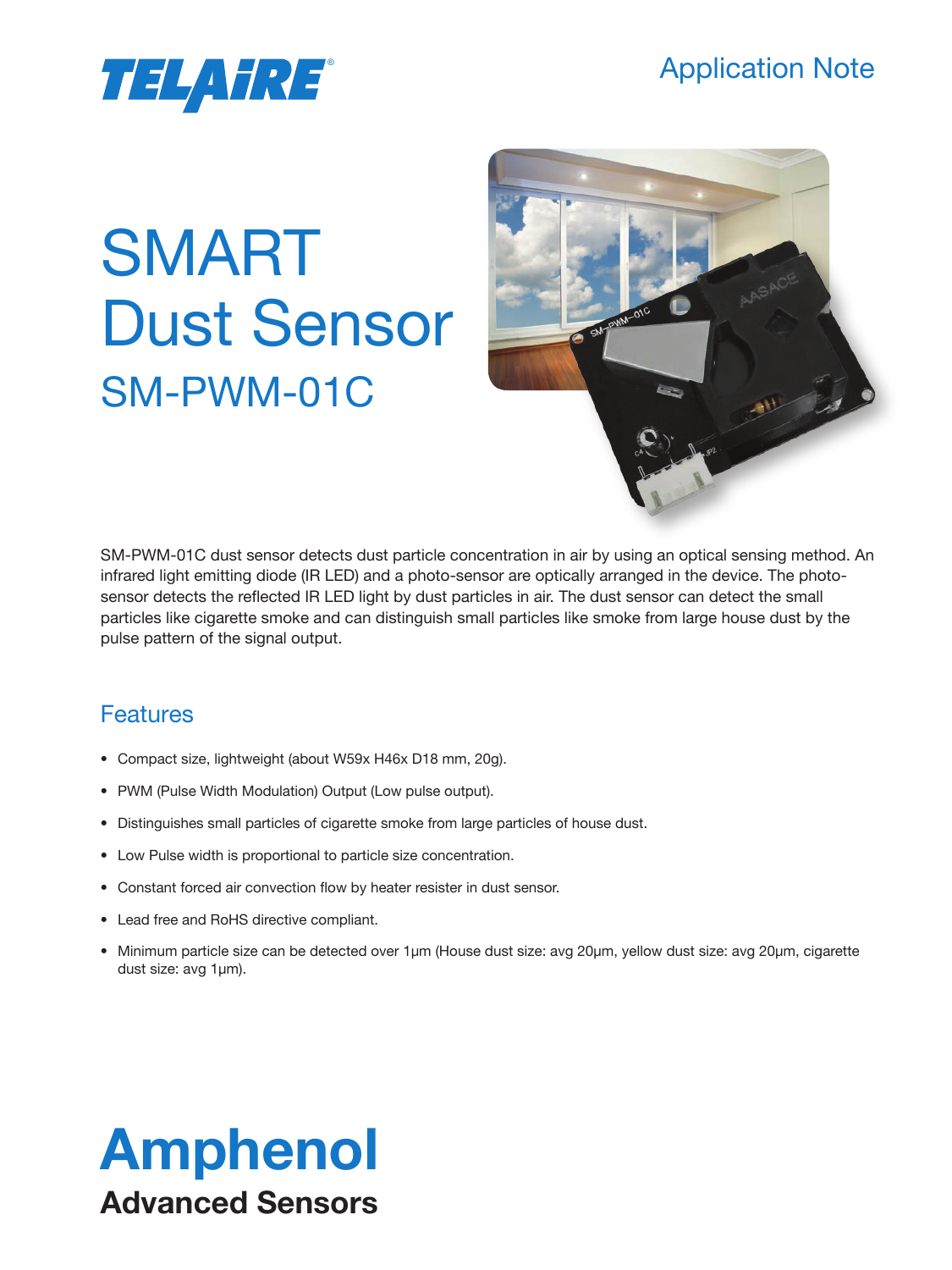TELAiRE

Application Note

# SMART Dust Sensor

## SM-PWM-01C

SM-PWM-01C dust sensor detects dust particle concentration in air by using an optical sensing method. An infrared light emitting diode (IR LED) and a photo-sensor are optically arranged in the device. The photo-sensor detects the reflected IR LED light by dust particles in air. The dust sensor can detect the small particles like cigarette smoke and can distinguish small particles like smoke from large house dust by the pulse pattern of the signal output.

## Features

- Compact size, lightweight (about W59x H46x D18 mm, 20g).
- PWM (Pulse Width Modulation) Output (Low pulse output).
- Distinguishes small particles of cigarette smoke from large particles of house dust.
- Low Pulse width is proportional to particle size concentration.
- Constant forced air convection flow by heater resister in dust sensor.
- Lead free and RoHS directive compliant.
- Minimum particle size can be detected over 1μm (House dust size: avg 20μm, yellow dust size: avg 20μm, cigarette dust size: avg 1μm).

**Amphenol**
**Advanced Sensors**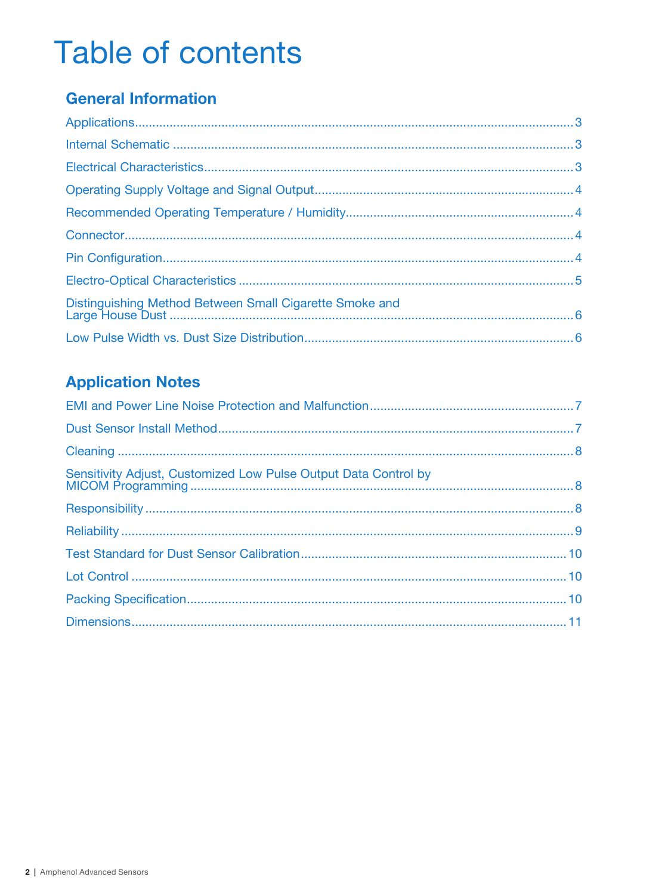# Table of contents

## General Information

Applications.....3

Internal Schematic.....3

Electrical Characteristics.....3

Operating Supply Voltage and Signal Output.....4

Recommended Operating Temperature / Humidity.....4

Connector.....4

Pin Configuration.....4

Electro-Optical Characteristics.....5

Distinguishing Method Between Small Cigarette Smoke and Large House Dust.....6

Low Pulse Width vs. Dust Size Distribution.....6

## Application Notes

EMI and Power Line Noise Protection and Malfunction.....7

Dust Sensor Install Method.....7

Cleaning.....8

Sensitivity Adjust, Customized Low Pulse Output Data Control by MICOM Programming.....8

Responsibility.....8

Reliability.....9

Test Standard for Dust Sensor Calibration.....10

Lot Control.....10

Packing Specification.....10

Dimensions.....11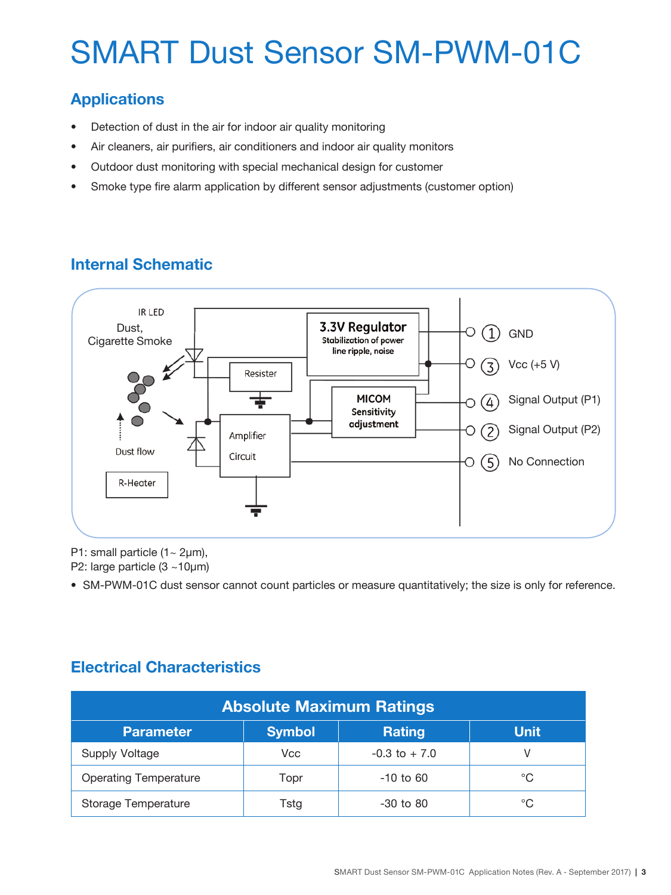# SMART Dust Sensor SM-PWM-01C

## Applications

- Detection of dust in the air for indoor air quality monitoring
- Air cleaners, air purifiers, air conditioners and indoor air quality monitors
- Outdoor dust monitoring with special mechanical design for customer
- Smoke type fire alarm application by different sensor adjustments (customer option)

## Internal Schematic

IR LED

Dust, Cigarette Smoke

Dust flow

R-Heater

Resister

Amplifier Circuit

3.3V Regulator
Stabilization of power line ripple, noise

MICOM
Sensitivity adjustment

1 GND

3 Vcc (+5 V)

4 Signal Output (P1)

2 Signal Output (P2)

5 No Connection

P1: small particle (1~ 2μm),
P2: large particle (3 ~10μm)

- SM-PWM-01C dust sensor cannot count particles or measure quantitatively; the size is only for reference.

## Electrical Characteristics

| Absolute Maximum Ratings | | | |
|---|---|---|---|
| Parameter | Symbol | Rating | Unit |
| Supply Voltage | Vcc | -0.3 to + 7.0 | V |
| Operating Temperature | Topr | -10 to 60 | °C |
| Storage Temperature | Tstg | -30 to 80 | °C |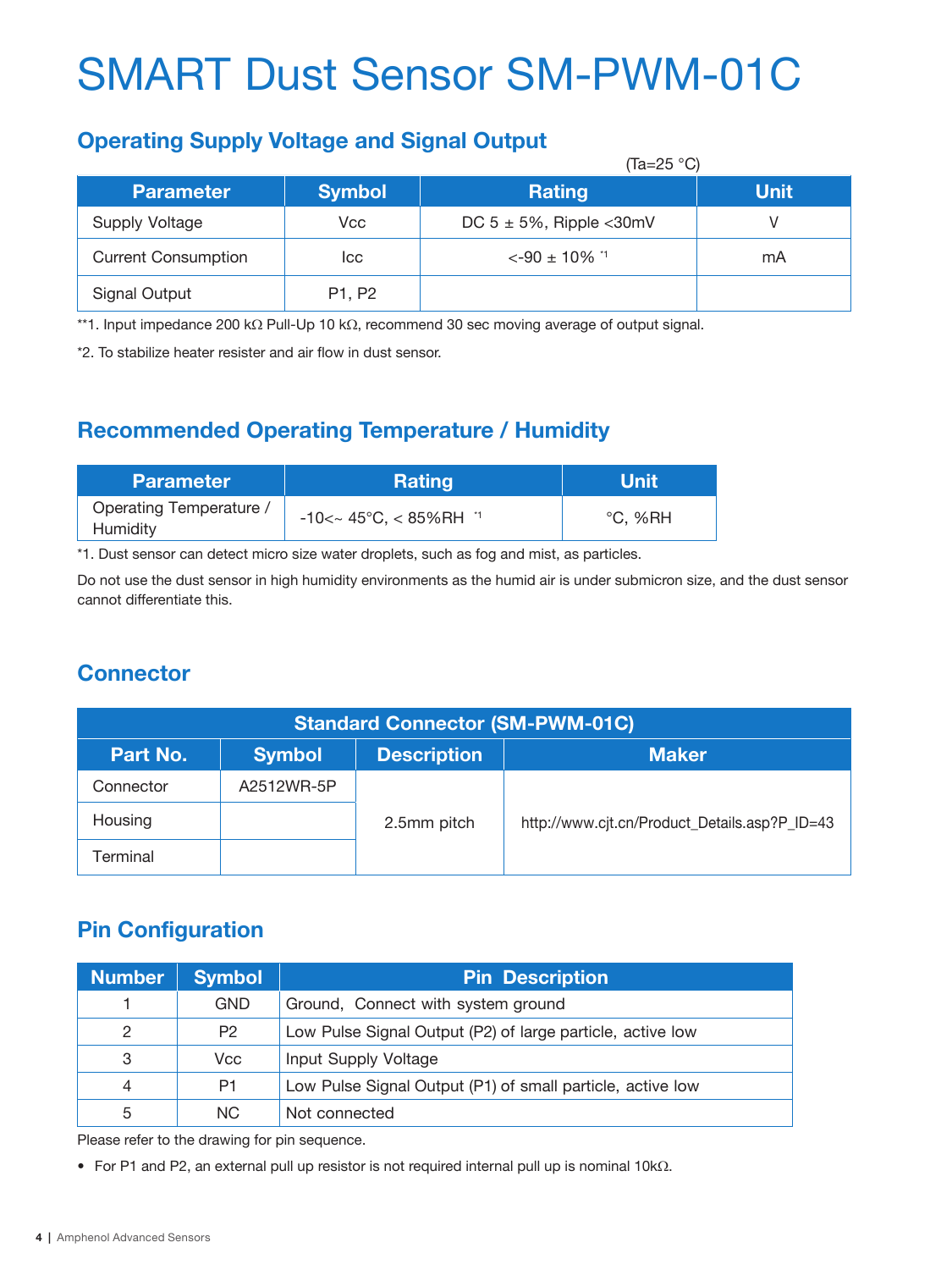# SMART Dust Sensor SM-PWM-01C

## Operating Supply Voltage and Signal Output

(Ta=25 °C)

| Parameter | Symbol | Rating | Unit |
|---|---|---|---|
| Supply Voltage | Vcc | DC 5 ± 5%, Ripple <30mV | V |
| Current Consumption | Icc | <-90 ± 10% *1 | mA |
| Signal Output | P1, P2 | | |

**1. Input impedance 200 kΩ Pull-Up 10 kΩ, recommend 30 sec moving average of output signal.

*2. To stabilize heater resister and air flow in dust sensor.

## Recommended Operating Temperature / Humidity

| Parameter | Rating | Unit |
|---|---|---|
| Operating Temperature / Humidity | -10<~ 45°C, < 85%RH *1 | °C, %RH |

*1. Dust sensor can detect micro size water droplets, such as fog and mist, as particles.

Do not use the dust sensor in high humidity environments as the humid air is under submicron size, and the dust sensor cannot differentiate this.

## Connector

| Standard Connector (SM-PWM-01C) | | | |
|---|---|---|---|
| **Part No.** | **Symbol** | **Description** | **Maker** |
| Connector | A2512WR-5P | 2.5mm pitch | http://www.cjt.cn/Product_Details.asp?P_ID=43 |
| Housing | | | |
| Terminal | | | |

## Pin Configuration

| Number | Symbol | Pin Description |
|---|---|---|
| 1 | GND | Ground, Connect with system ground |
| 2 | P2 | Low Pulse Signal Output (P2) of large particle, active low |
| 3 | Vcc | Input Supply Voltage |
| 4 | P1 | Low Pulse Signal Output (P1) of small particle, active low |
| 5 | NC | Not connected |

Please refer to the drawing for pin sequence.

- For P1 and P2, an external pull up resistor is not required internal pull up is nominal 10kΩ.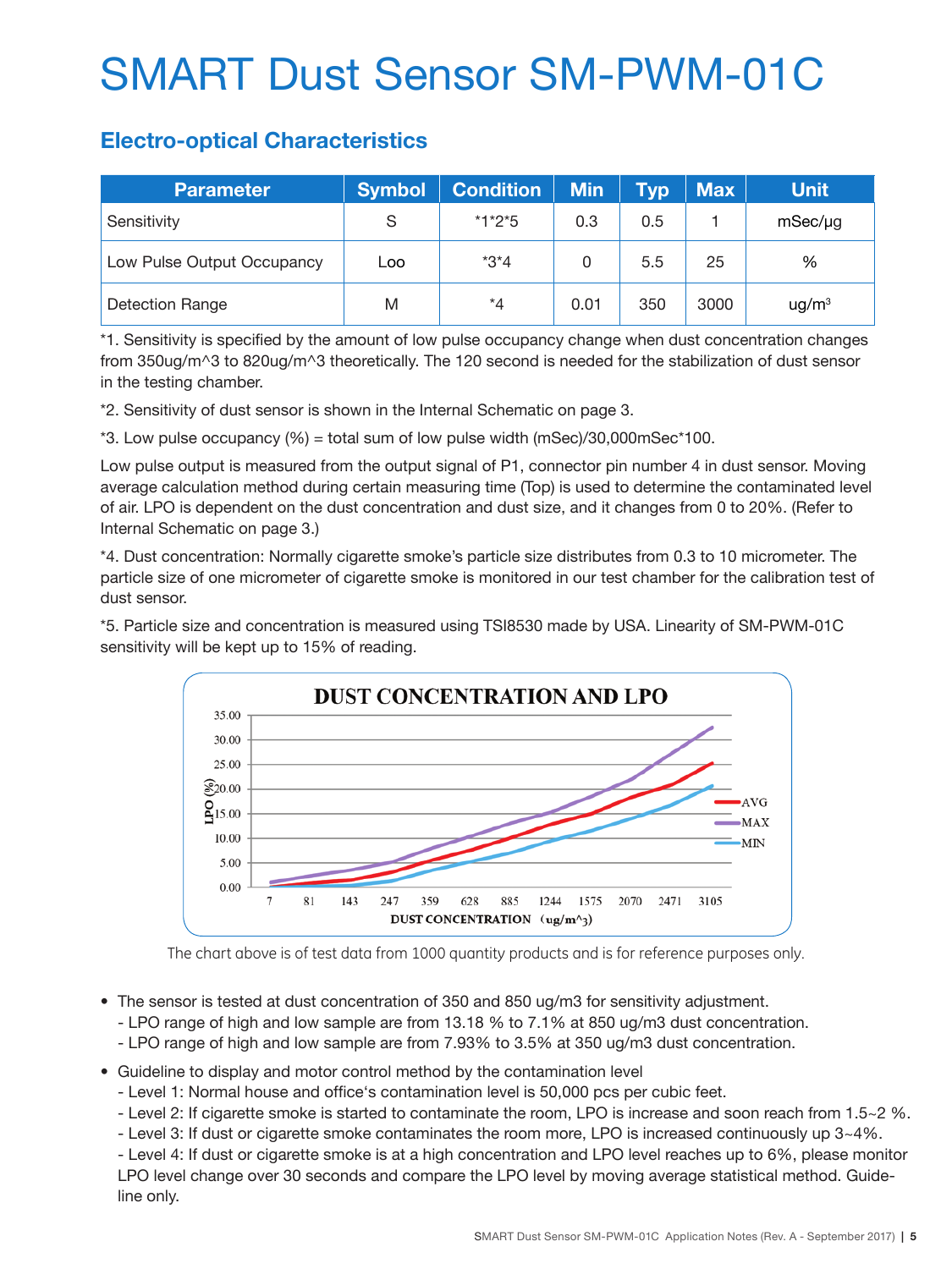# SMART Dust Sensor SM-PWM-01C

## Electro-optical Characteristics

| Parameter | Symbol | Condition | Min | Typ | Max | Unit |
|---|---|---|---|---|---|---|
| Sensitivity | S | *1*2*5 | 0.3 | 0.5 | 1 | mSec/μg |
| Low Pulse Output Occupancy | Loo | *3*4 | 0 | 5.5 | 25 | % |
| Detection Range | M | *4 | 0.01 | 350 | 3000 | ug/m³ |

*1. Sensitivity is specified by the amount of low pulse occupancy change when dust concentration changes from 350ug/m^3 to 820ug/m^3 theoretically. The 120 second is needed for the stabilization of dust sensor in the testing chamber.

*2. Sensitivity of dust sensor is shown in the Internal Schematic on page 3.

*3. Low pulse occupancy (%) = total sum of low pulse width (mSec)/30,000mSec*100.

Low pulse output is measured from the output signal of P1, connector pin number 4 in dust sensor. Moving average calculation method during certain measuring time (Top) is used to determine the contaminated level of air. LPO is dependent on the dust concentration and dust size, and it changes from 0 to 20%. (Refer to Internal Schematic on page 3.)

*4. Dust concentration: Normally cigarette smoke's particle size distributes from 0.3 to 10 micrometer. The particle size of one micrometer of cigarette smoke is monitored in our test chamber for the calibration test of dust sensor.

*5. Particle size and concentration is measured using TSI8530 made by USA. Linearity of SM-PWM-01C sensitivity will be kept up to 15% of reading.

**DUST CONCENTRATION AND LPO**

The chart above is of test data from 1000 quantity products and is for reference purposes only.

- The sensor is tested at dust concentration of 350 and 850 ug/m3 for sensitivity adjustment.
  - LPO range of high and low sample are from 13.18 % to 7.1% at 850 ug/m3 dust concentration.
  - LPO range of high and low sample are from 7.93% to 3.5% at 350 ug/m3 dust concentration.
- Guideline to display and motor control method by the contamination level
  - Level 1: Normal house and office's contamination level is 50,000 pcs per cubic feet.
  - Level 2: If cigarette smoke is started to contaminate the room, LPO is increase and soon reach from 1.5~2 %.
  - Level 3: If dust or cigarette smoke contaminates the room more, LPO is increased continuously up 3~4%.
  - Level 4: If dust or cigarette smoke is at a high concentration and LPO level reaches up to 6%, please monitor LPO level change over 30 seconds and compare the LPO level by moving average statistical method. Guideline only.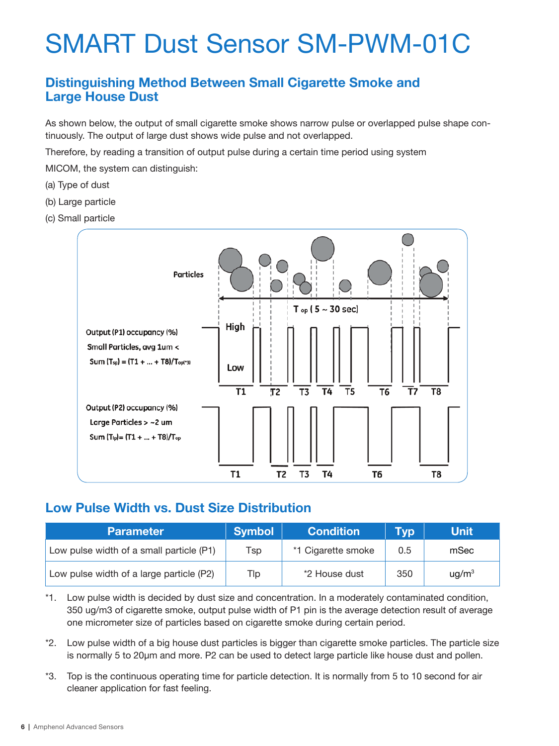# SMART Dust Sensor SM-PWM-01C

## Distinguishing Method Between Small Cigarette Smoke and Large House Dust

As shown below, the output of small cigarette smoke shows narrow pulse or overlapped pulse shape continuously. The output of large dust shows wide pulse and not overlapped.

Therefore, by reading a transition of output pulse during a certain time period using system

MICOM, the system can distinguish:

(a) Type of dust

(b) Large particle

(c) Small particle

Particles

$T_{op}$ ( 5 ~ 30 sec)

Output (P1) occupancy (%)
Small Particles, avg 1um <
Sum ($T_{sp}$) = (T1 + ... + T8)/$T_{op}$(*3)

High

Low

T1 T2 T3 T4 T5 T6 T7 T8

Output (P2) occupancy (%)
Large Particles > ~2 um
Sum ($T_{lp}$)= (T1 + ... + T8)/$T_{op}$

T1 T2 T3 T4 T6 T8

## Low Pulse Width vs. Dust Size Distribution

| Parameter | Symbol | Condition | Typ | Unit |
|---|---|---|---|---|
| Low pulse width of a small particle (P1) | Tsp | *1 Cigarette smoke | 0.5 | mSec |
| Low pulse width of a large particle (P2) | Tlp | *2 House dust | 350 | ug/m$^3$ |

*1. Low pulse width is decided by dust size and concentration. In a moderately contaminated condition, 350 ug/m3 of cigarette smoke, output pulse width of P1 pin is the average detection result of average one micrometer size of particles based on cigarette smoke during certain period.

*2. Low pulse width of a big house dust particles is bigger than cigarette smoke particles. The particle size is normally 5 to 20µm and more. P2 can be used to detect large particle like house dust and pollen.

*3. Top is the continuous operating time for particle detection. It is normally from 5 to 10 second for air cleaner application for fast feeling.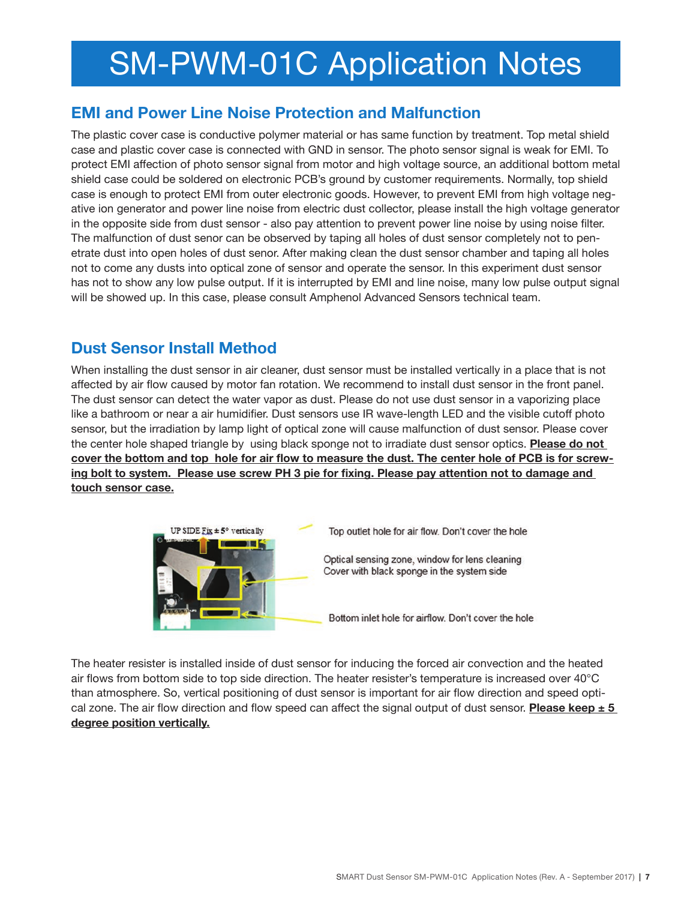# SM-PWM-01C Application Notes

## EMI and Power Line Noise Protection and Malfunction

The plastic cover case is conductive polymer material or has same function by treatment. Top metal shield case and plastic cover case is connected with GND in sensor. The photo sensor signal is weak for EMI. To protect EMI affection of photo sensor signal from motor and high voltage source, an additional bottom metal shield case could be soldered on electronic PCB's ground by customer requirements. Normally, top shield case is enough to protect EMI from outer electronic goods. However, to prevent EMI from high voltage negative ion generator and power line noise from electric dust collector, please install the high voltage generator in the opposite side from dust sensor - also pay attention to prevent power line noise by using noise filter. The malfunction of dust senor can be observed by taping all holes of dust sensor completely not to penetrate dust into open holes of dust senor. After making clean the dust sensor chamber and taping all holes not to come any dusts into optical zone of sensor and operate the sensor. In this experiment dust sensor has not to show any low pulse output. If it is interrupted by EMI and line noise, many low pulse output signal will be showed up. In this case, please consult Amphenol Advanced Sensors technical team.

## Dust Sensor Install Method

When installing the dust sensor in air cleaner, dust sensor must be installed vertically in a place that is not affected by air flow caused by motor fan rotation. We recommend to install dust sensor in the front panel. The dust sensor can detect the water vapor as dust. Please do not use dust sensor in a vaporizing place like a bathroom or near a air humidifier. Dust sensors use IR wave-length LED and the visible cutoff photo sensor, but the irradiation by lamp light of optical zone will cause malfunction of dust sensor. Please cover the center hole shaped triangle by using black sponge not to irradiate dust sensor optics. **Please do not cover the bottom and top hole for air flow to measure the dust. The center hole of PCB is for screwing bolt to system. Please use screw PH 3 pie for fixing. Please pay attention not to damage and touch sensor case.**

UP SIDE Fix ± 5° vertically

Top outlet hole for air flow. Don't cover the hole

Optical sensing zone, window for lens cleaning
Cover with black sponge in the system side

Bottom inlet hole for airflow. Don't cover the hole

The heater resister is installed inside of dust sensor for inducing the forced air convection and the heated air flows from bottom side to top side direction. The heater resister's temperature is increased over 40°C than atmosphere. So, vertical positioning of dust sensor is important for air flow direction and speed optical zone. The air flow direction and flow speed can affect the signal output of dust sensor. **Please keep ± 5 degree position vertically.**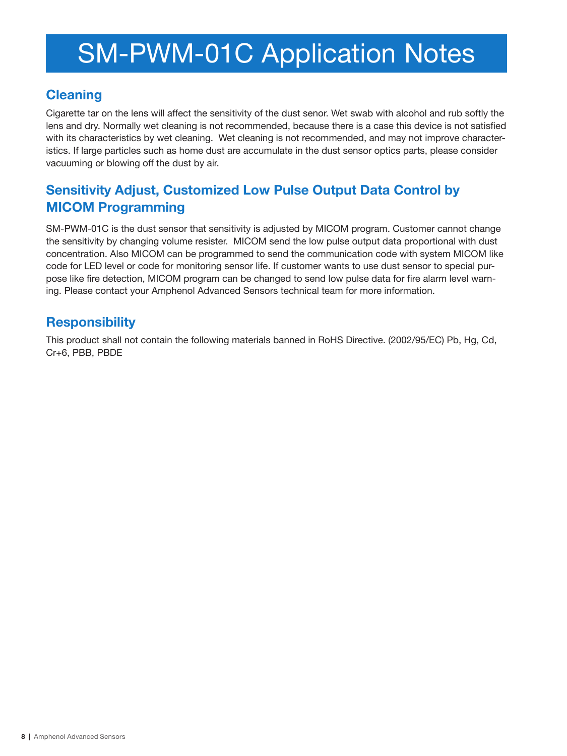# SM-PWM-01C Application Notes

## Cleaning

Cigarette tar on the lens will affect the sensitivity of the dust senor. Wet swab with alcohol and rub softly the lens and dry. Normally wet cleaning is not recommended, because there is a case this device is not satisfied with its characteristics by wet cleaning. Wet cleaning is not recommended, and may not improve characteristics. If large particles such as home dust are accumulate in the dust sensor optics parts, please consider vacuuming or blowing off the dust by air.

## Sensitivity Adjust, Customized Low Pulse Output Data Control by MICOM Programming

SM-PWM-01C is the dust sensor that sensitivity is adjusted by MICOM program. Customer cannot change the sensitivity by changing volume resister. MICOM send the low pulse output data proportional with dust concentration. Also MICOM can be programmed to send the communication code with system MICOM like code for LED level or code for monitoring sensor life. If customer wants to use dust sensor to special purpose like fire detection, MICOM program can be changed to send low pulse data for fire alarm level warning. Please contact your Amphenol Advanced Sensors technical team for more information.

## Responsibility

This product shall not contain the following materials banned in RoHS Directive. (2002/95/EC) Pb, Hg, Cd, Cr+6, PBB, PBDE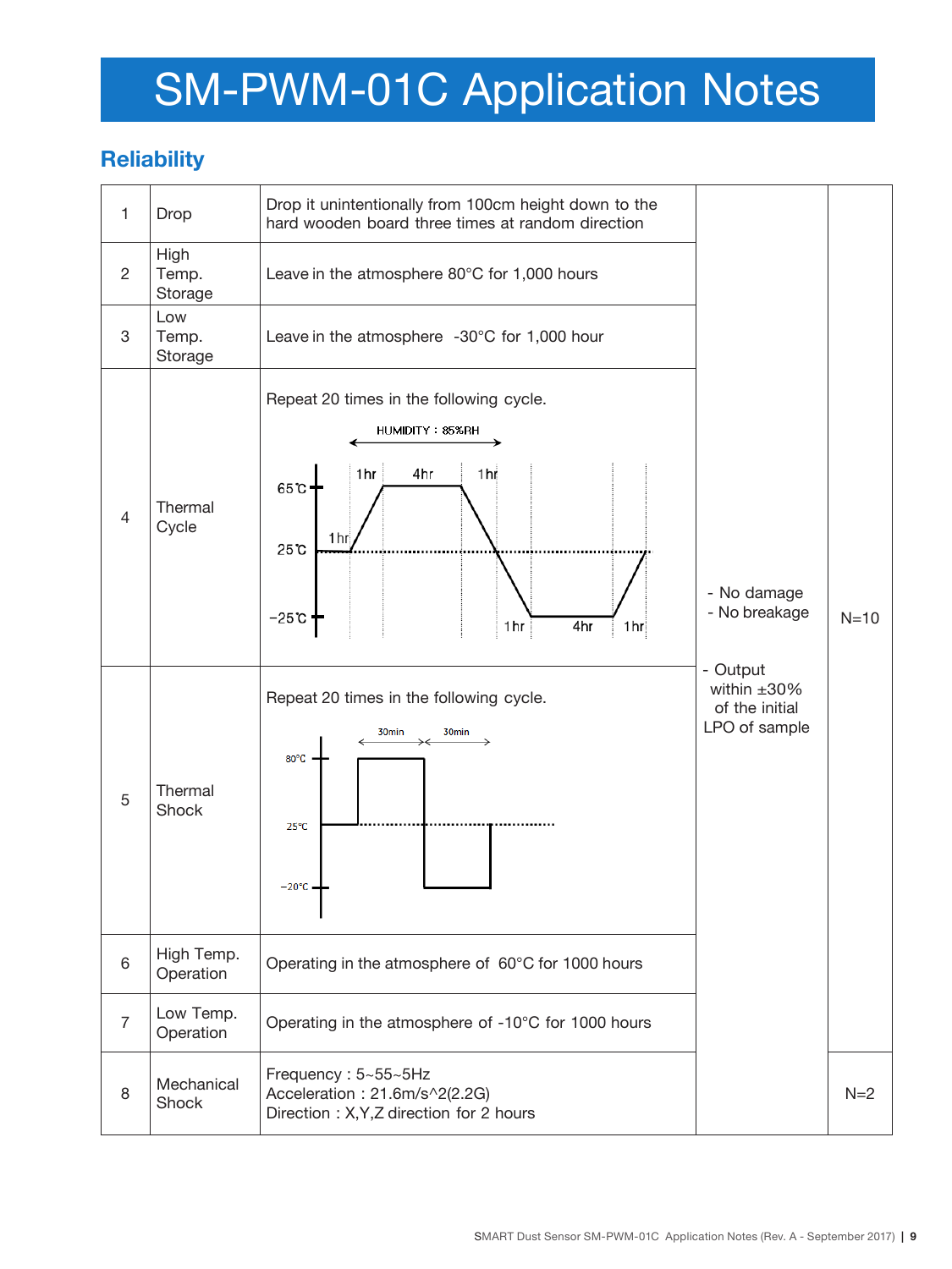# SM-PWM-01C Application Notes

## Reliability

| | | | | |
|---|---|---|---|---|
| 1 | Drop | Drop it unintentionally from 100cm height down to the hard wooden board three times at random direction | - No damage<br>- No breakage<br><br>- Output within ±30% of the initial LPO of sample | N=10 |
| 2 | High Temp. Storage | Leave in the atmosphere 80°C for 1,000 hours | | |
| 3 | Low Temp. Storage | Leave in the atmosphere -30°C for 1,000 hour | | |
| 4 | Thermal Cycle | Repeat 20 times in the following cycle.<br>HUMIDITY : 85%RH<br>65℃, 25℃, −25℃<br>1hr, 1hr, 4hr, 1hr, 1hr, 4hr, 1hr | | |
| 5 | Thermal Shock | Repeat 20 times in the following cycle.<br>80°C, 25°C, −20°C<br>30min, 30min | | |
| 6 | High Temp. Operation | Operating in the atmosphere of 60°C for 1000 hours | | |
| 7 | Low Temp. Operation | Operating in the atmosphere of -10°C for 1000 hours | | |
| 8 | Mechanical Shock | Frequency : 5~55~5Hz<br>Acceleration : 21.6m/s^2(2.2G)<br>Direction : X,Y,Z direction for 2 hours | | N=2 |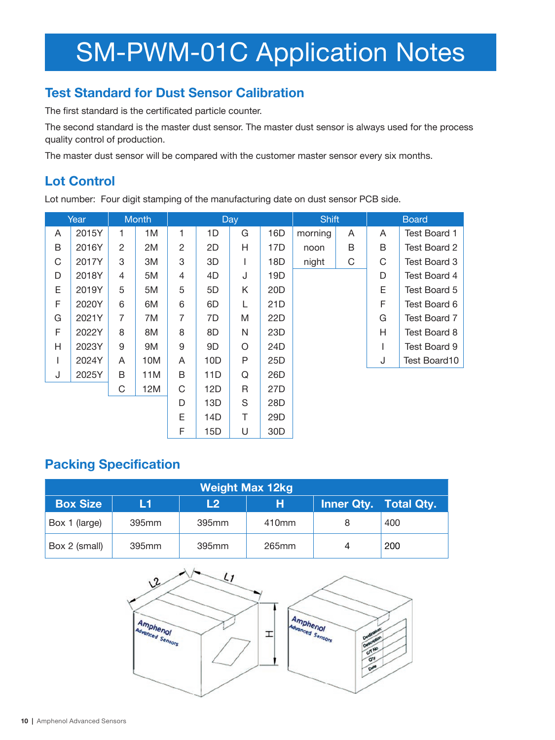# SM-PWM-01C Application Notes

## Test Standard for Dust Sensor Calibration

The first standard is the certificated particle counter.

The second standard is the master dust sensor. The master dust sensor is always used for the process quality control of production.

The master dust sensor will be compared with the customer master sensor every six months.

## Lot Control

Lot number: Four digit stamping of the manufacturing date on dust sensor PCB side.

| Year | | Month | | Day | | | | Shift | | Board | |
|---|---|---|---|---|---|---|---|---|---|---|---|
| A | 2015Y | 1 | 1M | 1 | 1D | G | 16D | morning | A | A | Test Board 1 |
| B | 2016Y | 2 | 2M | 2 | 2D | H | 17D | noon | B | B | Test Board 2 |
| C | 2017Y | 3 | 3M | 3 | 3D | I | 18D | night | C | C | Test Board 3 |
| D | 2018Y | 4 | 5M | 4 | 4D | J | 19D | | | D | Test Board 4 |
| E | 2019Y | 5 | 5M | 5 | 5D | K | 20D | | | E | Test Board 5 |
| F | 2020Y | 6 | 6M | 6 | 6D | L | 21D | | | F | Test Board 6 |
| G | 2021Y | 7 | 7M | 7 | 7D | M | 22D | | | G | Test Board 7 |
| F | 2022Y | 8 | 8M | 8 | 8D | N | 23D | | | H | Test Board 8 |
| H | 2023Y | 9 | 9M | 9 | 9D | O | 24D | | | I | Test Board 9 |
| I | 2024Y | A | 10M | A | 10D | P | 25D | | | J | Test Board10 |
| J | 2025Y | B | 11M | B | 11D | Q | 26D | | | | |
| | | C | 12M | C | 12D | R | 27D | | | | |
| | | | | D | 13D | S | 28D | | | | |
| | | | | E | 14D | T | 29D | | | | |
| | | | | F | 15D | U | 30D | | | | |

## Packing Specification

| Weight Max 12kg | | | | | |
|---|---|---|---|---|---|
| **Box Size** | **L1** | **L2** | **H** | **Inner Qty.** | **Total Qty.** |
| Box 1 (large) | 395mm | 395mm | 410mm | 8 | 400 |
| Box 2 (small) | 395mm | 395mm | 265mm | 4 | 200 |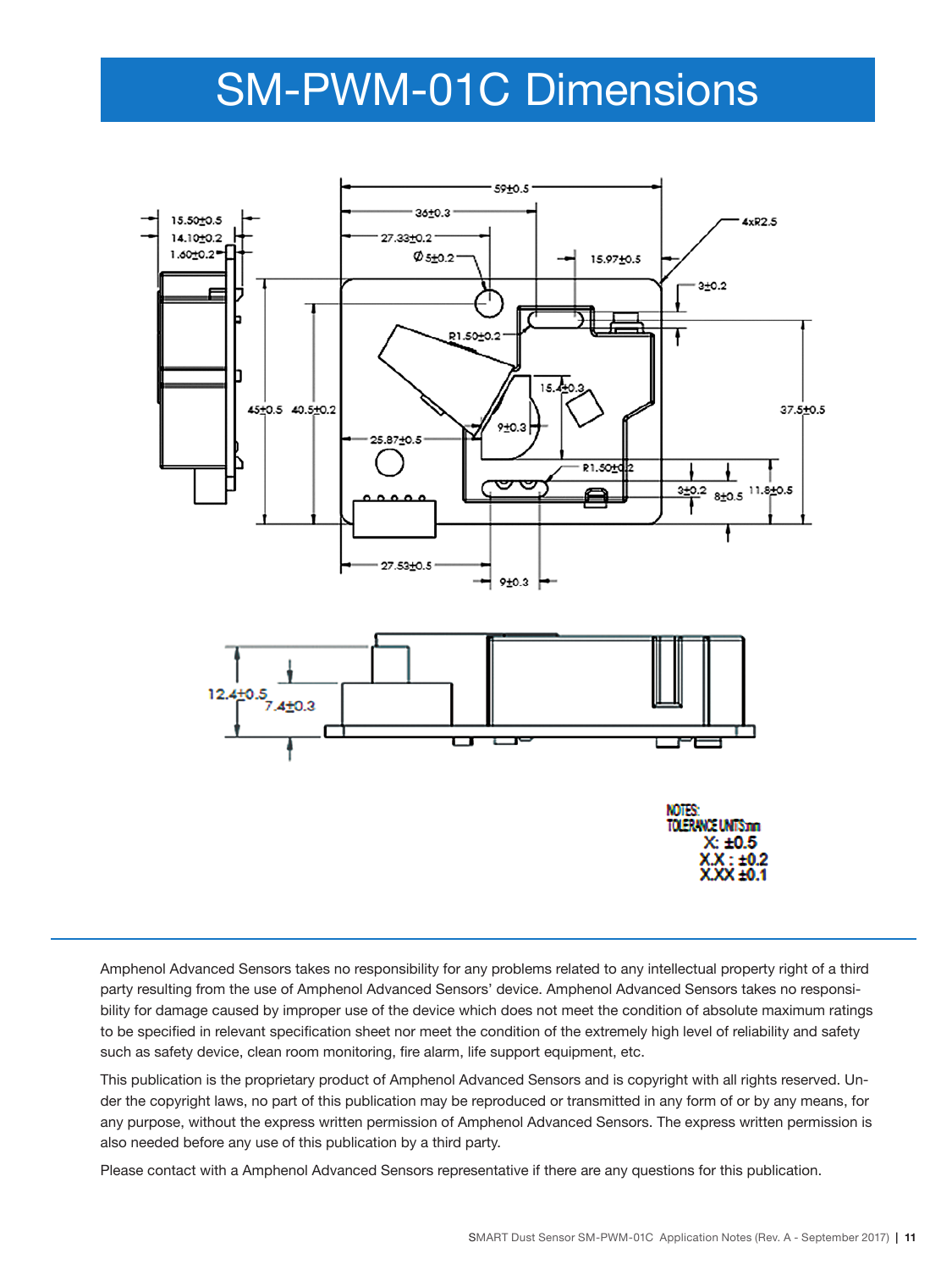# SM-PWM-01C Dimensions

15.50±0.5
14.10±0.2
1.60±0.2
59±0.5
36±0.3
27.33±0.2
Ø5±0.2
15.97±0.5
4xR2.5
3±0.2
R1.50±0.2
15.4±0.3
45±0.5
40.5±0.2
37.5±0.5
9±0.3
25.87±0.5
R1.50±0.2
3±0.2
8±0.5
11.8±0.5
27.53±0.5
9±0.3

12.4±0.5
7.4±0.3

NOTES:
TOLERANCE UNITS:mm
X: ±0.5
X.X : ±0.2
X.XX ±0.1

Amphenol Advanced Sensors takes no responsibility for any problems related to any intellectual property right of a third party resulting from the use of Amphenol Advanced Sensors' device. Amphenol Advanced Sensors takes no responsibility for damage caused by improper use of the device which does not meet the condition of absolute maximum ratings to be specified in relevant specification sheet nor meet the condition of the extremely high level of reliability and safety such as safety device, clean room monitoring, fire alarm, life support equipment, etc.

This publication is the proprietary product of Amphenol Advanced Sensors and is copyright with all rights reserved. Under the copyright laws, no part of this publication may be reproduced or transmitted in any form of or by any means, for any purpose, without the express written permission of Amphenol Advanced Sensors. The express written permission is also needed before any use of this publication by a third party.

Please contact with a Amphenol Advanced Sensors representative if there are any questions for this publication.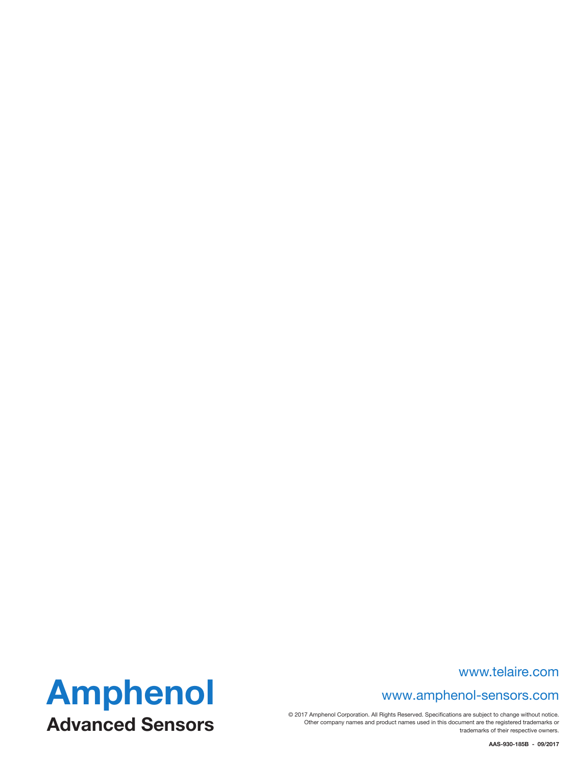**Amphenol**

**Advanced Sensors**

www.telaire.com

www.amphenol-sensors.com

© 2017 Amphenol Corporation. All Rights Reserved. Specifications are subject to change without notice. Other company names and product names used in this document are the registered trademarks or trademarks of their respective owners.

**AAS-930-185B - 09/2017**